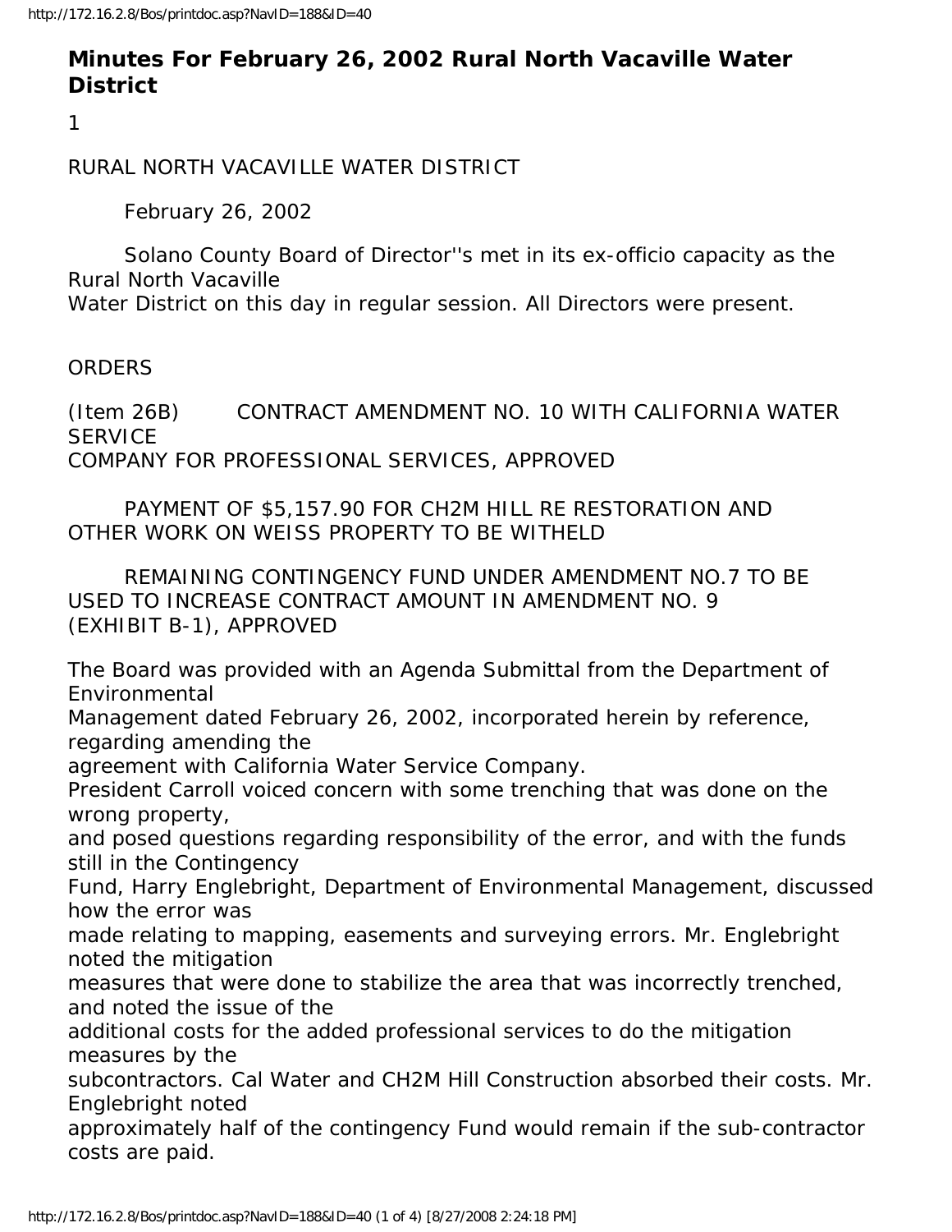# Minutes For February 26, 2002 Rural North Vacaville Water District

1

RURAL NORTH VACAVILLE WATER DISTRICT

February 26, 2002

Solano County Board of Director''s met in its ex-officio capacity as the Rural North Vacaville Water District on this day in regular session. All Directors were present.

ORDERS

(Item 26B) CONTRACT AMENDMENT NO. 10 WITH CALIFORNIA WATER SERVICE COMPANY FOR PROFESSIONAL SERVICES, APPROVED

PAYMENT OF $5,157.90 FOR CH2M HILL RE RESTORATION AND OTHER WORK ON WEISS PROPERTY TO BE WITHELD

REMAINING CONTINGENCY FUND UNDER AMENDMENT NO.7 TO BE USED TO INCREASE CONTRACT AMOUNT IN AMENDMENT NO. 9 (EXHIBIT B-1), APPROVED

The Board was provided with an Agenda Submittal from the Department of Environmental Management dated February 26, 2002, incorporated herein by reference, regarding amending the agreement with California Water Service Company.

President Carroll voiced concern with some trenching that was done on the wrong property, and posed questions regarding responsibility of the error, and with the funds still in the Contingency Fund, Harry Englebright, Department of Environmental Management, discussed how the error was made relating to mapping, easements and surveying errors. Mr. Englebright noted the mitigation measures that were done to stabilize the area that was incorrectly trenched, and noted the issue of the additional costs for the added professional services to do the mitigation measures by the subcontractors. Cal Water and CH2M Hill Construction absorbed their costs. Mr. Englebright noted approximately half of the contingency Fund would remain if the sub-contractor costs are paid.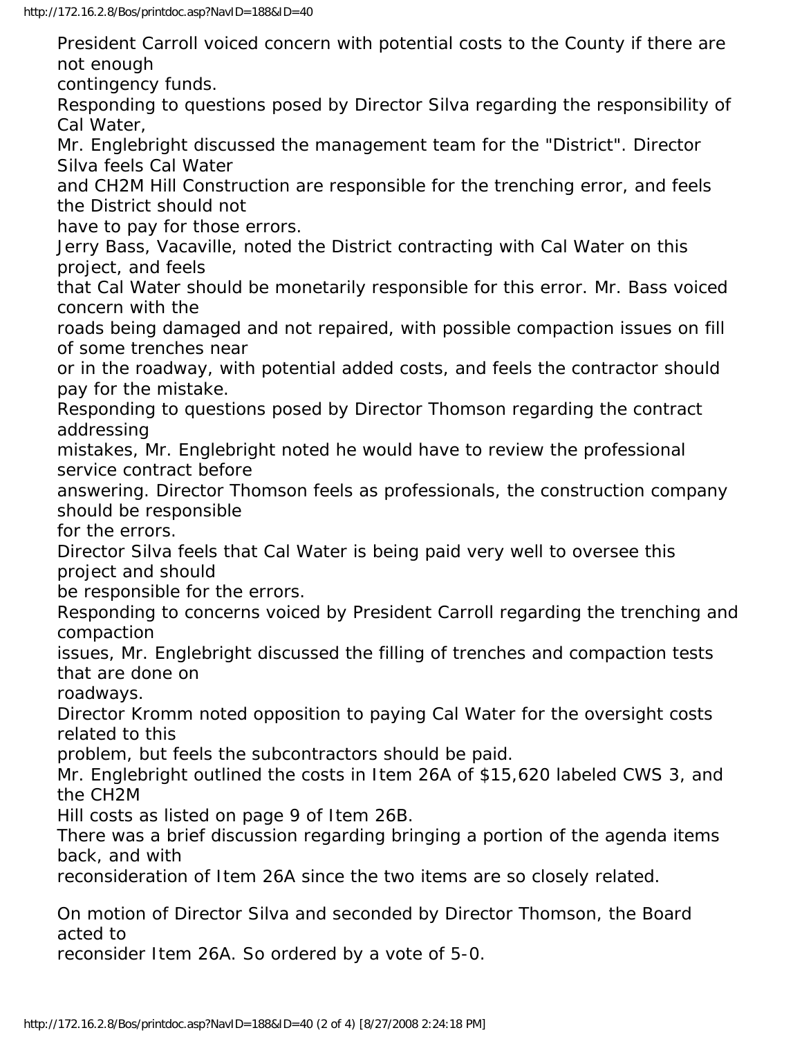President Carroll voiced concern with potential costs to the County if there are not enough contingency funds.

Responding to questions posed by Director Silva regarding the responsibility of Cal Water, Mr. Englebright discussed the management team for the "District". Director Silva feels Cal Water and CH2M Hill Construction are responsible for the trenching error, and feels the District should not have to pay for those errors.

Jerry Bass, Vacaville, noted the District contracting with Cal Water on this project, and feels that Cal Water should be monetarily responsible for this error. Mr. Bass voiced concern with the roads being damaged and not repaired, with possible compaction issues on fill of some trenches near or in the roadway, with potential added costs, and feels the contractor should pay for the mistake.

Responding to questions posed by Director Thomson regarding the contract addressing mistakes, Mr. Englebright noted he would have to review the professional service contract before answering. Director Thomson feels as professionals, the construction company should be responsible for the errors.

Director Silva feels that Cal Water is being paid very well to oversee this project and should be responsible for the errors.

Responding to concerns voiced by President Carroll regarding the trenching and compaction issues, Mr. Englebright discussed the filling of trenches and compaction tests that are done on roadways.

Director Kromm noted opposition to paying Cal Water for the oversight costs related to this problem, but feels the subcontractors should be paid.

Mr. Englebright outlined the costs in Item 26A of $15,620 labeled CWS 3, and the CH2M Hill costs as listed on page 9 of Item 26B.

There was a brief discussion regarding bringing a portion of the agenda items back, and with reconsideration of Item 26A since the two items are so closely related.

On motion of Director Silva and seconded by Director Thomson, the Board acted to reconsider Item 26A. So ordered by a vote of 5-0.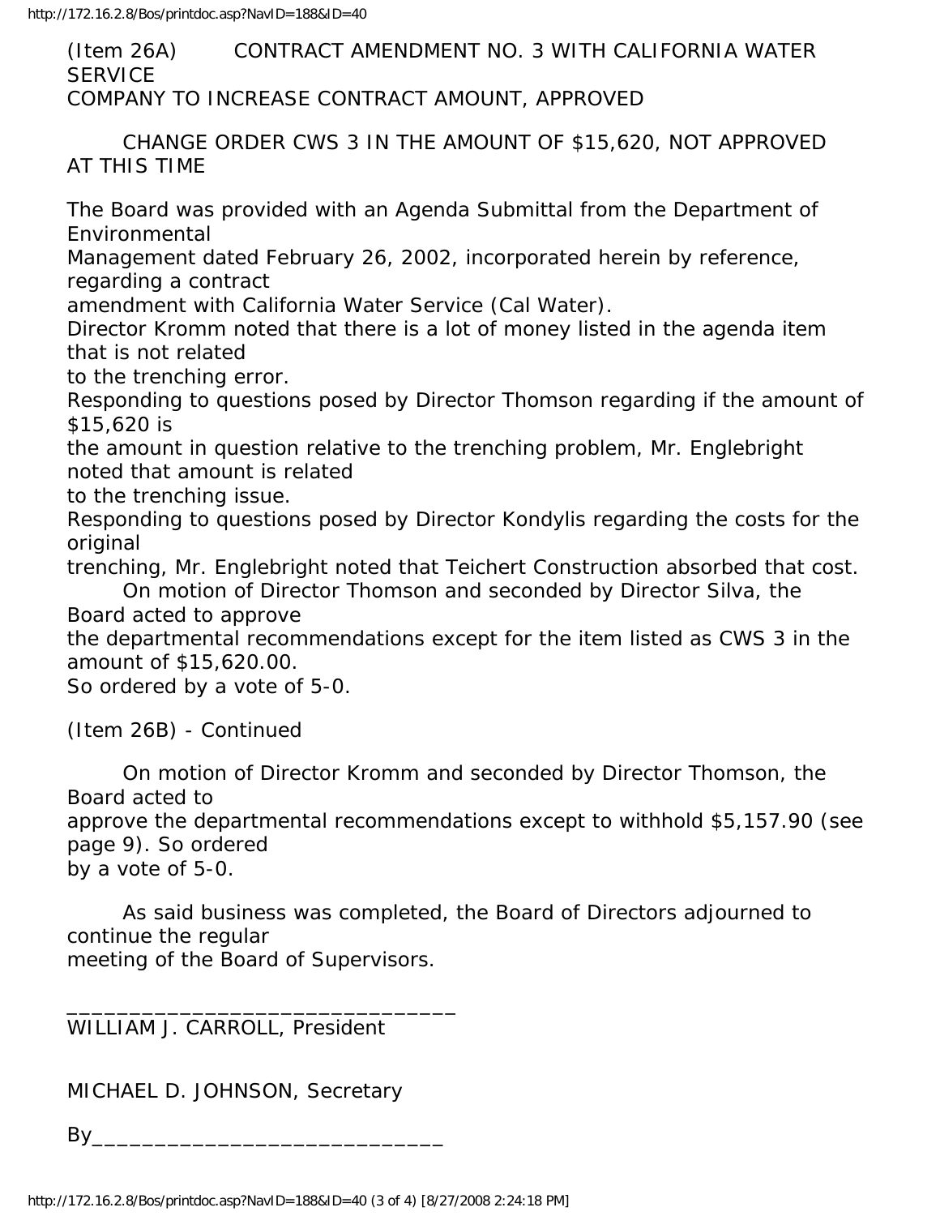(Item 26A) CONTRACT AMENDMENT NO. 3 WITH CALIFORNIA WATER SERVICE COMPANY TO INCREASE CONTRACT AMOUNT, APPROVED

CHANGE ORDER CWS 3 IN THE AMOUNT OF $15,620, NOT APPROVED AT THIS TIME

The Board was provided with an Agenda Submittal from the Department of Environmental Management dated February 26, 2002, incorporated herein by reference, regarding a contract amendment with California Water Service (Cal Water).

Director Kromm noted that there is a lot of money listed in the agenda item that is not related to the trenching error.

Responding to questions posed by Director Thomson regarding if the amount of $15,620 is the amount in question relative to the trenching problem, Mr. Englebright noted that amount is related to the trenching issue.

Responding to questions posed by Director Kondylis regarding the costs for the original trenching, Mr. Englebright noted that Teichert Construction absorbed that cost.

On motion of Director Thomson and seconded by Director Silva, the Board acted to approve the departmental recommendations except for the item listed as CWS 3 in the amount of $15,620.00.

So ordered by a vote of 5-0.

(Item 26B) - Continued

On motion of Director Kromm and seconded by Director Thomson, the Board acted to approve the departmental recommendations except to withhold $5,157.90 (see page 9). So ordered by a vote of 5-0.

As said business was completed, the Board of Directors adjourned to continue the regular meeting of the Board of Supervisors.

_______________________________
WILLIAM J. CARROLL, President

MICHAEL D. JOHNSON, Secretary

By_____________________________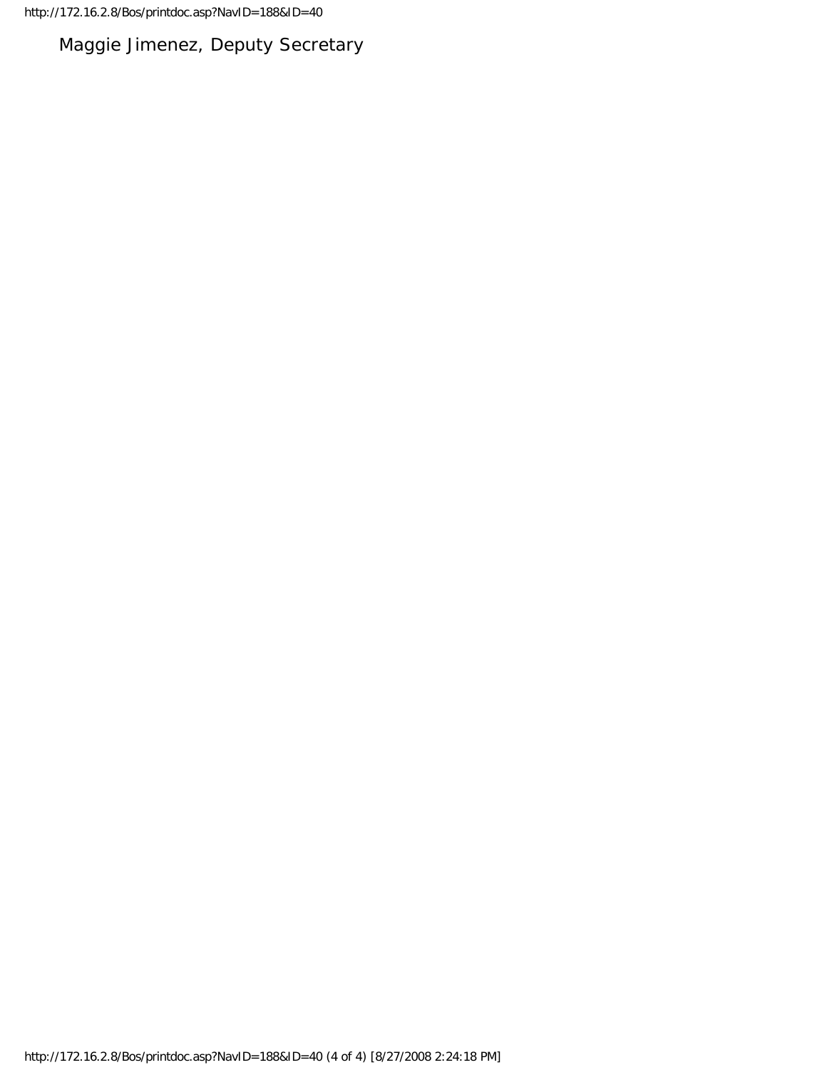Maggie Jimenez, Deputy Secretary